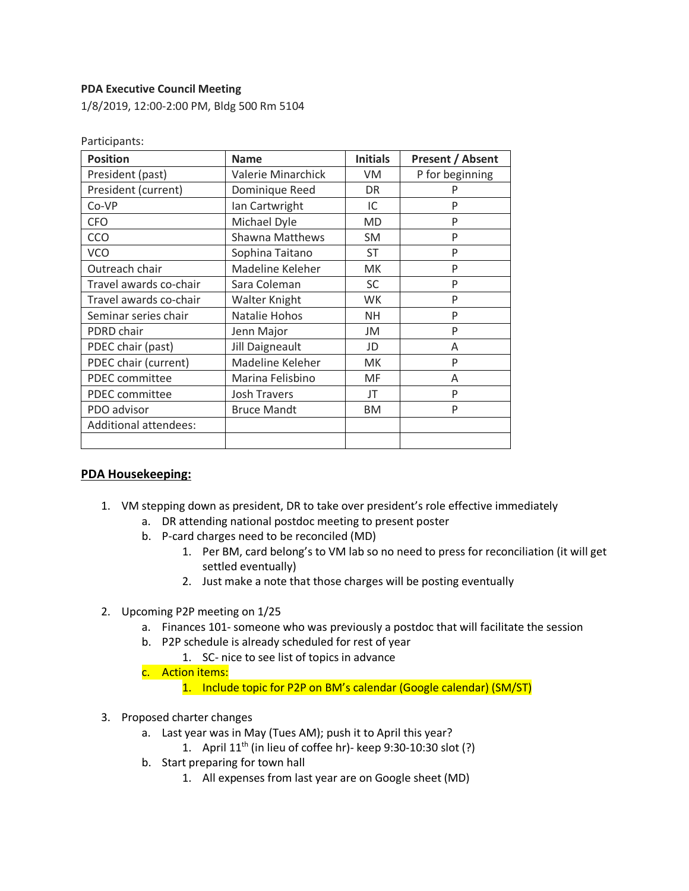**PDA Executive Council Meeting**

1/8/2019, 12:00-2:00 PM, Bldg 500 Rm 5104

Participants:

| Position | Name | Initials | Present / Absent |
|---|---|---|---|
| President (past) | Valerie Minarchick | VM | P for beginning |
| President (current) | Dominique Reed | DR | P |
| Co-VP | Ian Cartwright | IC | P |
| CFO | Michael Dyle | MD | P |
| CCO | Shawna Matthews | SM | P |
| VCO | Sophina Taitano | ST | P |
| Outreach chair | Madeline Keleher | MK | P |
| Travel awards co-chair | Sara Coleman | SC | P |
| Travel awards co-chair | Walter Knight | WK | P |
| Seminar series chair | Natalie Hohos | NH | P |
| PDRD chair | Jenn Major | JM | P |
| PDEC chair (past) | Jill Daigneault | JD | A |
| PDEC chair (current) | Madeline Keleher | MK | P |
| PDEC committee | Marina Felisbino | MF | A |
| PDEC committee | Josh Travers | JT | P |
| PDO advisor | Bruce Mandt | BM | P |
| Additional attendees: | | | |
| | | | |

## PDA Housekeeping:

1. VM stepping down as president, DR to take over president's role effective immediately
    a. DR attending national postdoc meeting to present poster
    b. P-card charges need to be reconciled (MD)
        1. Per BM, card belong's to VM lab so no need to press for reconciliation (it will get settled eventually)
        2. Just make a note that those charges will be posting eventually

2. Upcoming P2P meeting on 1/25
    a. Finances 101- someone who was previously a postdoc that will facilitate the session
    b. P2P schedule is already scheduled for rest of year
        1. SC- nice to see list of topics in advance
    c. Action items:
        1. Include topic for P2P on BM's calendar (Google calendar) (SM/ST)

3. Proposed charter changes
    a. Last year was in May (Tues AM); push it to April this year?
        1. April 11th (in lieu of coffee hr)- keep 9:30-10:30 slot (?)
    b. Start preparing for town hall
        1. All expenses from last year are on Google sheet (MD)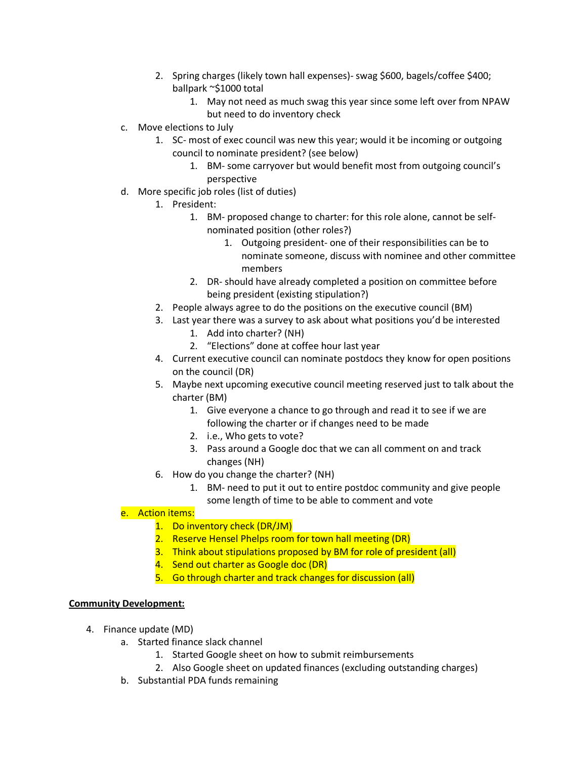2. Spring charges (likely town hall expenses)- swag \$600, bagels/coffee \$400; ballpark ~\$1000 total
    1. May not need as much swag this year since some left over from NPAW but need to do inventory check

c. Move elections to July
    1. SC- most of exec council was new this year; would it be incoming or outgoing council to nominate president? (see below)
        1. BM- some carryover but would benefit most from outgoing council's perspective

d. More specific job roles (list of duties)
    1. President:
        1. BM- proposed change to charter: for this role alone, cannot be self-nominated position (other roles?)
            1. Outgoing president- one of their responsibilities can be to nominate someone, discuss with nominee and other committee members
        2. DR- should have already completed a position on committee before being president (existing stipulation?)
    2. People always agree to do the positions on the executive council (BM)
    3. Last year there was a survey to ask about what positions you'd be interested
        1. Add into charter? (NH)
        2. "Elections" done at coffee hour last year
    4. Current executive council can nominate postdocs they know for open positions on the council (DR)
    5. Maybe next upcoming executive council meeting reserved just to talk about the charter (BM)
        1. Give everyone a chance to go through and read it to see if we are following the charter or if changes need to be made
        2. i.e., Who gets to vote?
        3. Pass around a Google doc that we can all comment on and track changes (NH)
    6. How do you change the charter? (NH)
        1. BM- need to put it out to entire postdoc community and give people some length of time to be able to comment and vote

e. Action items:
    1. Do inventory check (DR/JM)
    2. Reserve Hensel Phelps room for town hall meeting (DR)
    3. Think about stipulations proposed by BM for role of president (all)
    4. Send out charter as Google doc (DR)
    5. Go through charter and track changes for discussion (all)

**Community Development:**

4. Finance update (MD)
    a. Started finance slack channel
        1. Started Google sheet on how to submit reimbursements
        2. Also Google sheet on updated finances (excluding outstanding charges)
    b. Substantial PDA funds remaining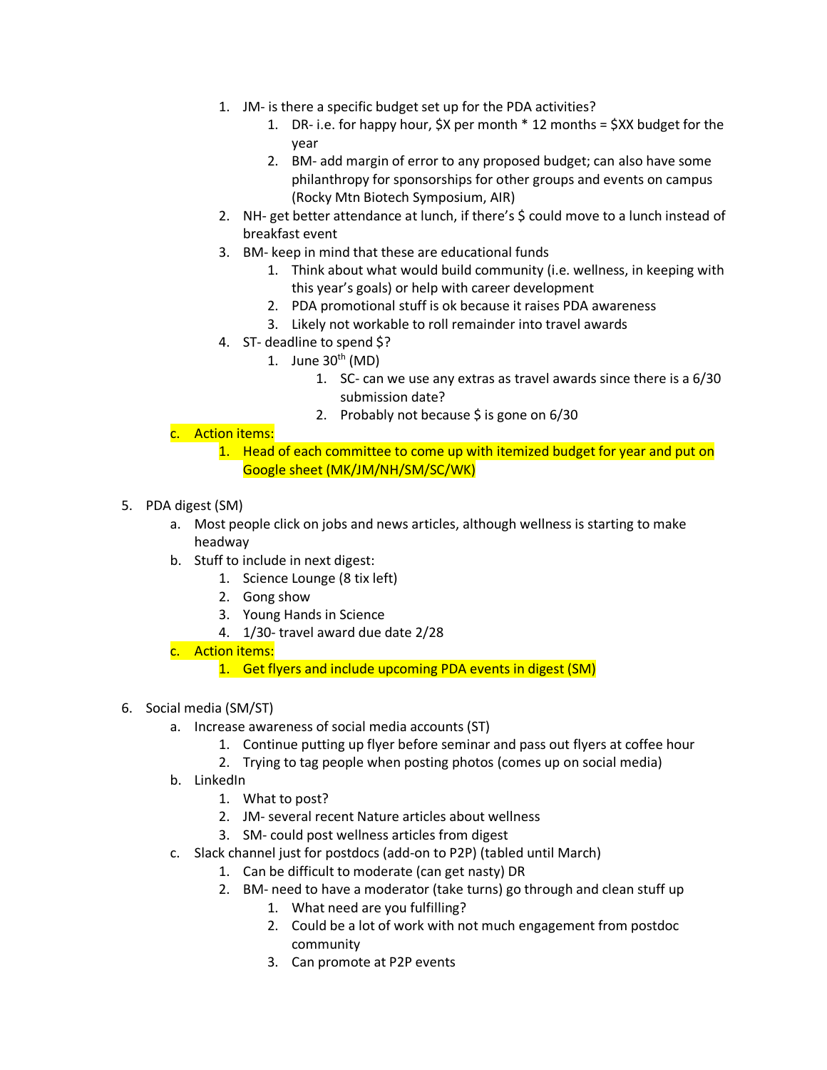1. JM- is there a specific budget set up for the PDA activities?
    1. DR- i.e. for happy hour, $X per month * 12 months = $XX budget for the year
    2. BM- add margin of error to any proposed budget; can also have some philanthropy for sponsorships for other groups and events on campus (Rocky Mtn Biotech Symposium, AIR)
2. NH- get better attendance at lunch, if there's $ could move to a lunch instead of breakfast event
3. BM- keep in mind that these are educational funds
    1. Think about what would build community (i.e. wellness, in keeping with this year's goals) or help with career development
    2. PDA promotional stuff is ok because it raises PDA awareness
    3. Likely not workable to roll remainder into travel awards
4. ST- deadline to spend $?
    1. June 30th (MD)
        1. SC- can we use any extras as travel awards since there is a 6/30 submission date?
        2. Probably not because $ is gone on 6/30

c. Action items:
  1. Head of each committee to come up with itemized budget for year and put on Google sheet (MK/JM/NH/SM/SC/WK)

5. PDA digest (SM)
    a. Most people click on jobs and news articles, although wellness is starting to make headway
    b. Stuff to include in next digest:
        1. Science Lounge (8 tix left)
        2. Gong show
        3. Young Hands in Science
        4. 1/30- travel award due date 2/28
    c. Action items:
        1. Get flyers and include upcoming PDA events in digest (SM)

6. Social media (SM/ST)
    a. Increase awareness of social media accounts (ST)
        1. Continue putting up flyer before seminar and pass out flyers at coffee hour
        2. Trying to tag people when posting photos (comes up on social media)
    b. LinkedIn
        1. What to post?
        2. JM- several recent Nature articles about wellness
        3. SM- could post wellness articles from digest
    c. Slack channel just for postdocs (add-on to P2P) (tabled until March)
        1. Can be difficult to moderate (can get nasty) DR
        2. BM- need to have a moderator (take turns) go through and clean stuff up
            1. What need are you fulfilling?
            2. Could be a lot of work with not much engagement from postdoc community
            3. Can promote at P2P events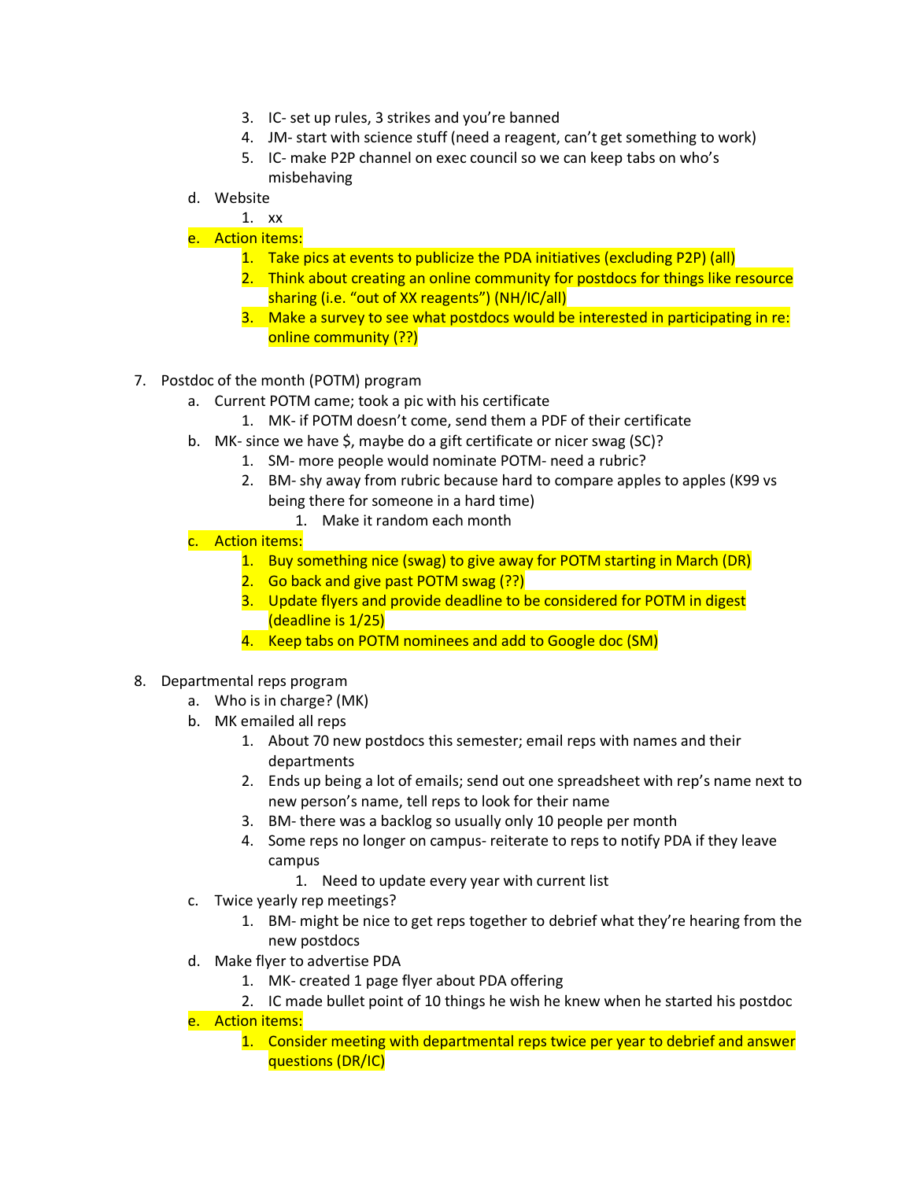3. IC- set up rules, 3 strikes and you're banned
      4. JM- start with science stuff (need a reagent, can't get something to work)
      5. IC- make P2P channel on exec council so we can keep tabs on who's misbehaving
   d. Website
      1. xx
   e. Action items:
      1. Take pics at events to publicize the PDA initiatives (excluding P2P) (all)
      2. Think about creating an online community for postdocs for things like resource sharing (i.e. "out of XX reagents") (NH/IC/all)
      3. Make a survey to see what postdocs would be interested in participating in re: online community (??)

7. Postdoc of the month (POTM) program
   a. Current POTM came; took a pic with his certificate
      1. MK- if POTM doesn't come, send them a PDF of their certificate
   b. MK- since we have $, maybe do a gift certificate or nicer swag (SC)?
      1. SM- more people would nominate POTM- need a rubric?
      2. BM- shy away from rubric because hard to compare apples to apples (K99 vs being there for someone in a hard time)
         1. Make it random each month
   c. Action items:
      1. Buy something nice (swag) to give away for POTM starting in March (DR)
      2. Go back and give past POTM swag (??)
      3. Update flyers and provide deadline to be considered for POTM in digest (deadline is 1/25)
      4. Keep tabs on POTM nominees and add to Google doc (SM)

8. Departmental reps program
   a. Who is in charge? (MK)
   b. MK emailed all reps
      1. About 70 new postdocs this semester; email reps with names and their departments
      2. Ends up being a lot of emails; send out one spreadsheet with rep's name next to new person's name, tell reps to look for their name
      3. BM- there was a backlog so usually only 10 people per month
      4. Some reps no longer on campus- reiterate to reps to notify PDA if they leave campus
         1. Need to update every year with current list
   c. Twice yearly rep meetings?
      1. BM- might be nice to get reps together to debrief what they're hearing from the new postdocs
   d. Make flyer to advertise PDA
      1. MK- created 1 page flyer about PDA offering
      2. IC made bullet point of 10 things he wish he knew when he started his postdoc
   e. Action items:
      1. Consider meeting with departmental reps twice per year to debrief and answer questions (DR/IC)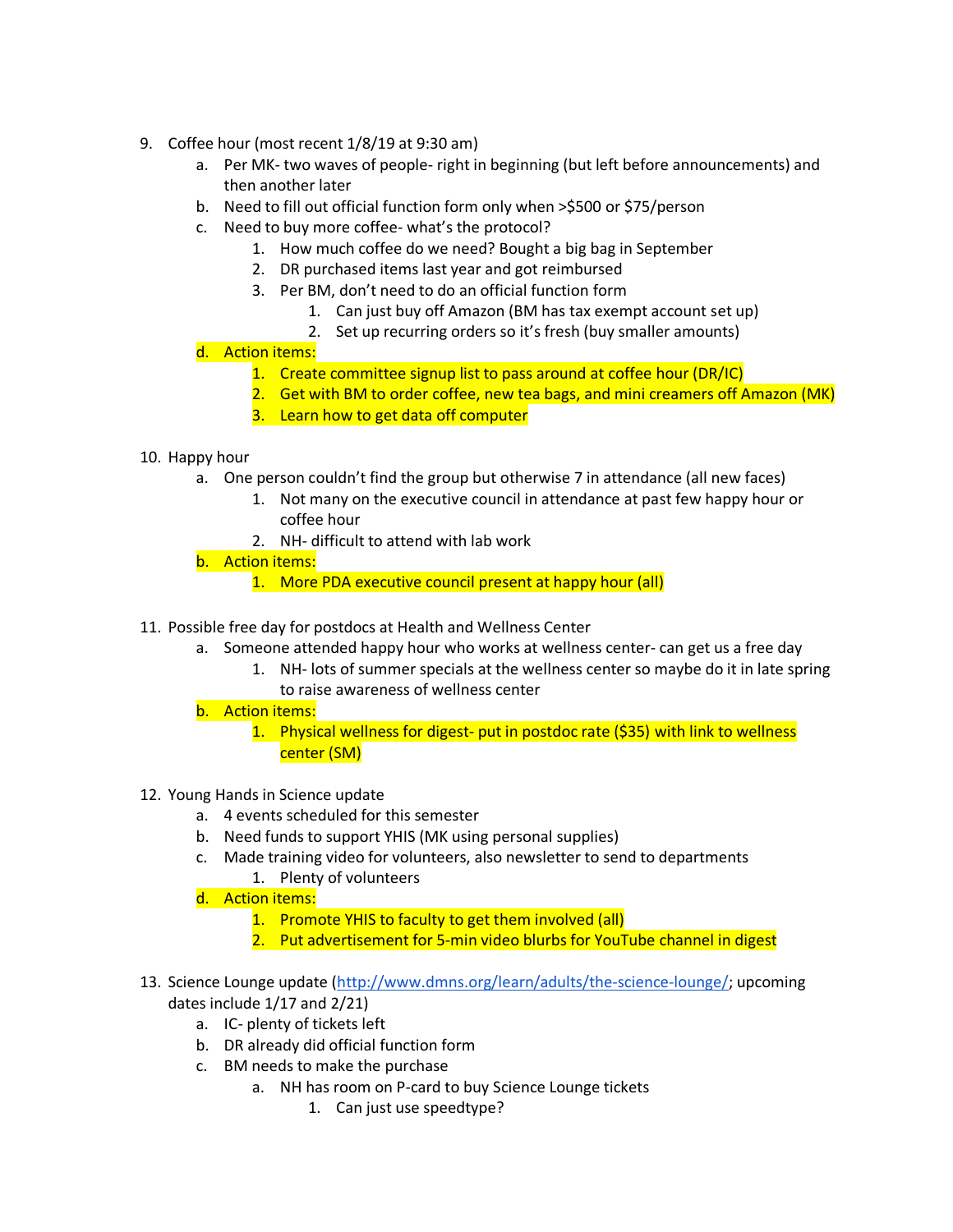9. Coffee hour (most recent 1/8/19 at 9:30 am)
    a. Per MK- two waves of people- right in beginning (but left before announcements) and then another later
    b. Need to fill out official function form only when >$500 or $75/person
    c. Need to buy more coffee- what's the protocol?
        1. How much coffee do we need? Bought a big bag in September
        2. DR purchased items last year and got reimbursed
        3. Per BM, don't need to do an official function form
            1. Can just buy off Amazon (BM has tax exempt account set up)
            2. Set up recurring orders so it's fresh (buy smaller amounts)
    d. Action items:
        1. Create committee signup list to pass around at coffee hour (DR/IC)
        2. Get with BM to order coffee, new tea bags, and mini creamers off Amazon (MK)
        3. Learn how to get data off computer

10. Happy hour
    a. One person couldn't find the group but otherwise 7 in attendance (all new faces)
        1. Not many on the executive council in attendance at past few happy hour or coffee hour
        2. NH- difficult to attend with lab work
    b. Action items:
        1. More PDA executive council present at happy hour (all)

11. Possible free day for postdocs at Health and Wellness Center
    a. Someone attended happy hour who works at wellness center- can get us a free day
        1. NH- lots of summer specials at the wellness center so maybe do it in late spring to raise awareness of wellness center
    b. Action items:
        1. Physical wellness for digest- put in postdoc rate ($35) with link to wellness center (SM)

12. Young Hands in Science update
    a. 4 events scheduled for this semester
    b. Need funds to support YHIS (MK using personal supplies)
    c. Made training video for volunteers, also newsletter to send to departments
        1. Plenty of volunteers
    d. Action items:
        1. Promote YHIS to faculty to get them involved (all)
        2. Put advertisement for 5-min video blurbs for YouTube channel in digest

13. Science Lounge update (http://www.dmns.org/learn/adults/the-science-lounge/; upcoming dates include 1/17 and 2/21)
    a. IC- plenty of tickets left
    b. DR already did official function form
    c. BM needs to make the purchase
        a. NH has room on P-card to buy Science Lounge tickets
            1. Can just use speedtype?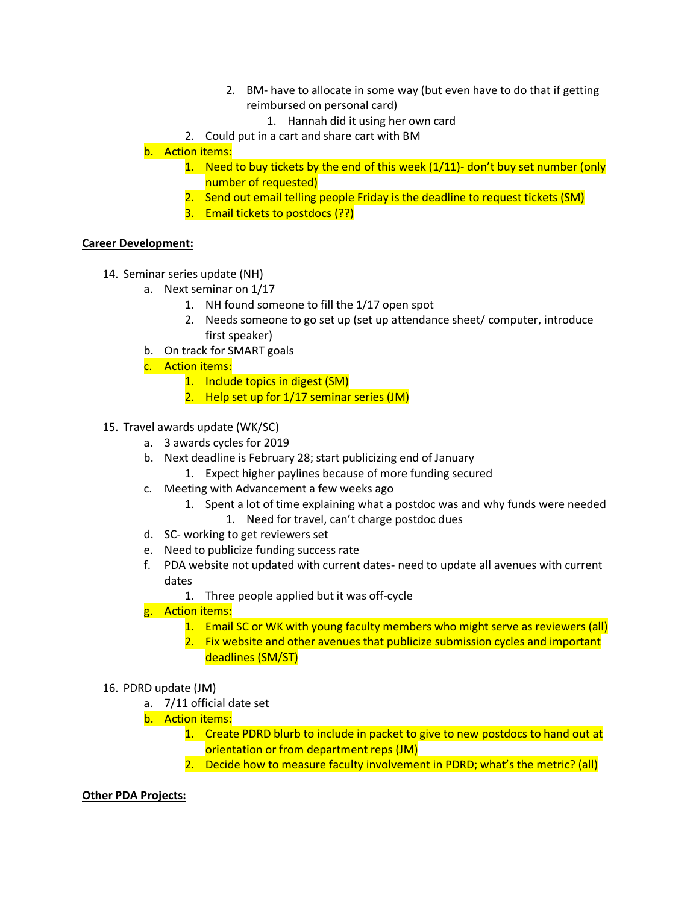2. BM- have to allocate in some way (but even have to do that if getting reimbursed on personal card)
                1. Hannah did it using her own card
        2. Could put in a cart and share cart with BM
    b. Action items:
        1. Need to buy tickets by the end of this week (1/11)- don't buy set number (only number of requested)
        2. Send out email telling people Friday is the deadline to request tickets (SM)
        3. Email tickets to postdocs (??)

**Career Development:**

14. Seminar series update (NH)
    a. Next seminar on 1/17
        1. NH found someone to fill the 1/17 open spot
        2. Needs someone to go set up (set up attendance sheet/ computer, introduce first speaker)
    b. On track for SMART goals
    c. Action items:
        1. Include topics in digest (SM)
        2. Help set up for 1/17 seminar series (JM)

15. Travel awards update (WK/SC)
    a. 3 awards cycles for 2019
    b. Next deadline is February 28; start publicizing end of January
        1. Expect higher paylines because of more funding secured
    c. Meeting with Advancement a few weeks ago
        1. Spent a lot of time explaining what a postdoc was and why funds were needed
            1. Need for travel, can't charge postdoc dues
    d. SC- working to get reviewers set
    e. Need to publicize funding success rate
    f. PDA website not updated with current dates- need to update all avenues with current dates
        1. Three people applied but it was off-cycle
    g. Action items:
        1. Email SC or WK with young faculty members who might serve as reviewers (all)
        2. Fix website and other avenues that publicize submission cycles and important deadlines (SM/ST)

16. PDRD update (JM)
    a. 7/11 official date set
    b. Action items:
        1. Create PDRD blurb to include in packet to give to new postdocs to hand out at orientation or from department reps (JM)
        2. Decide how to measure faculty involvement in PDRD; what's the metric? (all)

**Other PDA Projects:**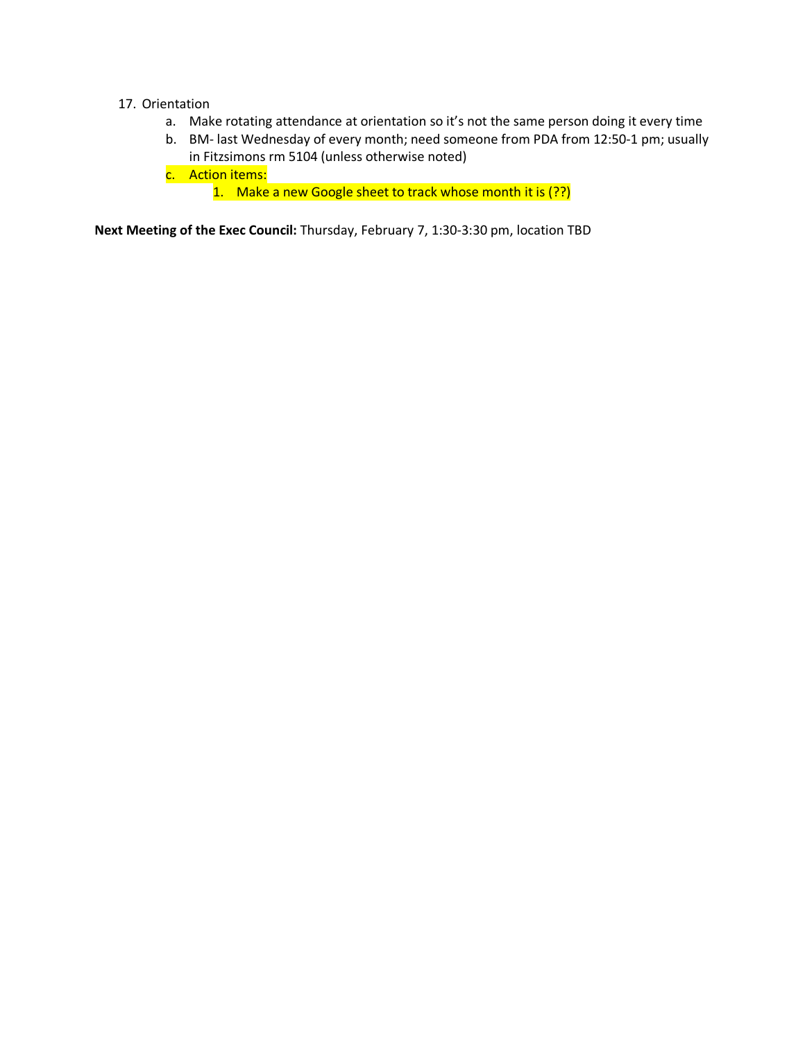17. Orientation
    a. Make rotating attendance at orientation so it's not the same person doing it every time
    b. BM- last Wednesday of every month; need someone from PDA from 12:50-1 pm; usually in Fitzsimons rm 5104 (unless otherwise noted)
    c. Action items:
        1. Make a new Google sheet to track whose month it is (??)

**Next Meeting of the Exec Council:** Thursday, February 7, 1:30-3:30 pm, location TBD